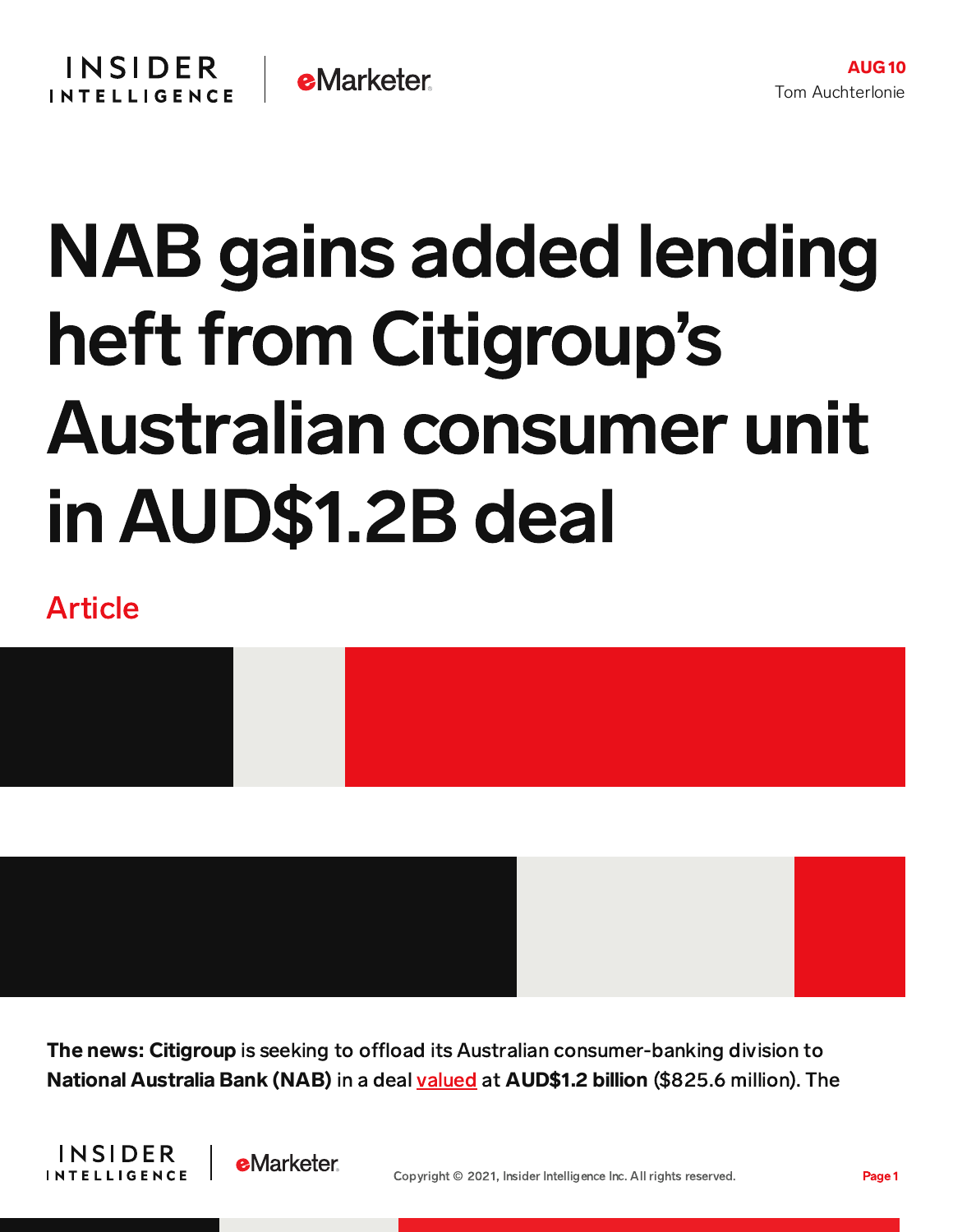AUG 10

Tom Auchterlonie

# NAB gains added lending heft from Citigroup's Australian consumer unit in AUD$1.2B deal

Article

**The news: Citigroup** is seeking to offload its Australian consumer-banking division to **National Australia Bank (NAB)** in a deal valued at **AUD$1.2 billion** ($825.6 million). The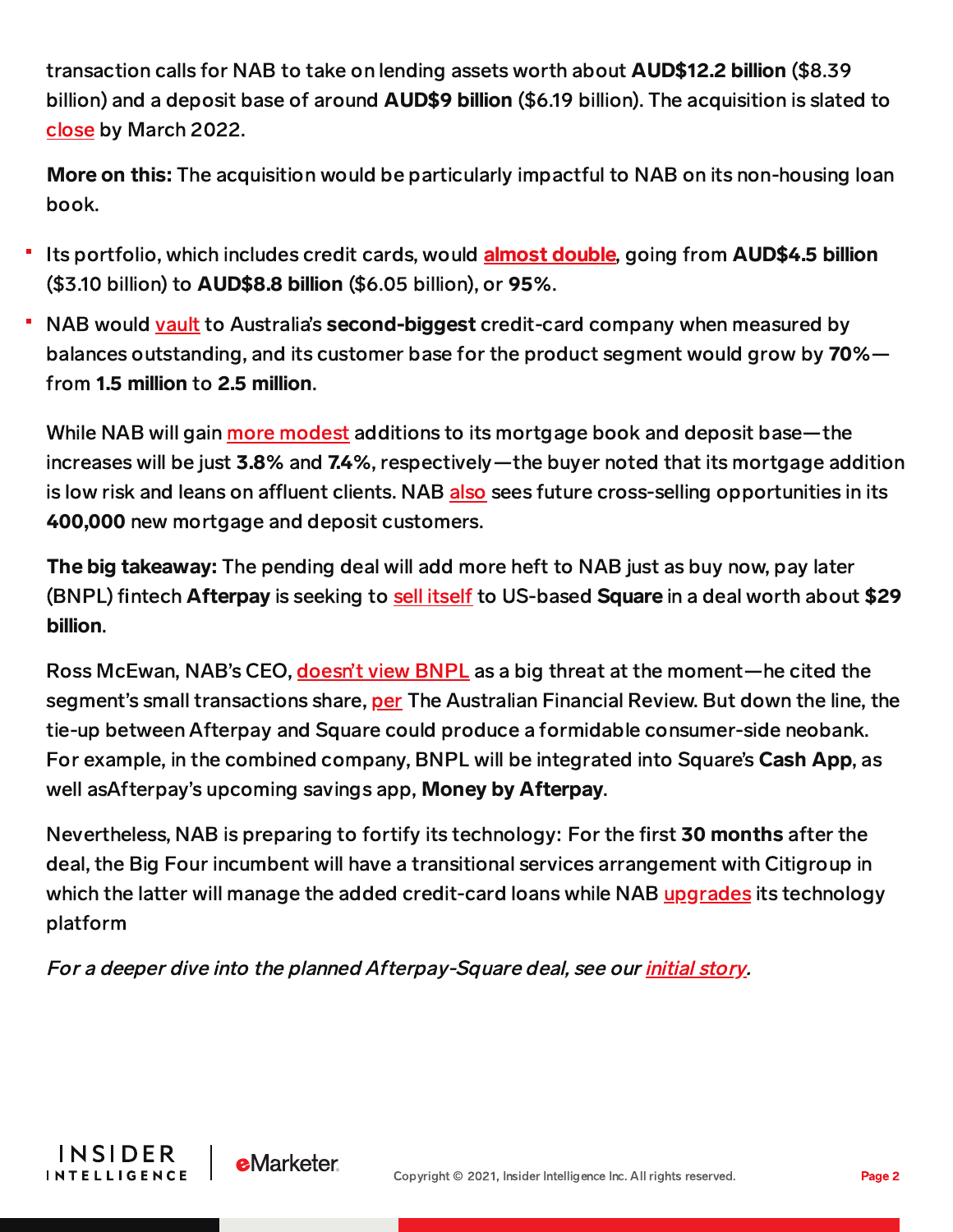transaction calls for NAB to take on lending assets worth about **AUD$12.2 billion** ($8.39 billion) and a deposit base of around **AUD$9 billion** ($6.19 billion). The acquisition is slated to close by March 2022.

**More on this:** The acquisition would be particularly impactful to NAB on its non-housing loan book.

- Its portfolio, which includes credit cards, would **almost double**, going from **AUD$4.5 billion** ($3.10 billion) to **AUD$8.8 billion** ($6.05 billion), or **95%**.
- NAB would vault to Australia's **second-biggest** credit-card company when measured by balances outstanding, and its customer base for the product segment would grow by **70%**—from **1.5 million** to **2.5 million**.

While NAB will gain more modest additions to its mortgage book and deposit base—the increases will be just **3.8%** and **7.4%**, respectively—the buyer noted that its mortgage addition is low risk and leans on affluent clients. NAB also sees future cross-selling opportunities in its **400,000** new mortgage and deposit customers.

**The big takeaway:** The pending deal will add more heft to NAB just as buy now, pay later (BNPL) fintech **Afterpay** is seeking to sell itself to US-based **Square** in a deal worth about **$29 billion**.

Ross McEwan, NAB's CEO, doesn't view BNPL as a big threat at the moment—he cited the segment's small transactions share, per The Australian Financial Review. But down the line, the tie-up between Afterpay and Square could produce a formidable consumer-side neobank. For example, in the combined company, BNPL will be integrated into Square's **Cash App**, as well asAfterpay's upcoming savings app, **Money by Afterpay**.

Nevertheless, NAB is preparing to fortify its technology: For the first **30 months** after the deal, the Big Four incumbent will have a transitional services arrangement with Citigroup in which the latter will manage the added credit-card loans while NAB upgrades its technology platform

*For a deeper dive into the planned Afterpay-Square deal, see our initial story.*